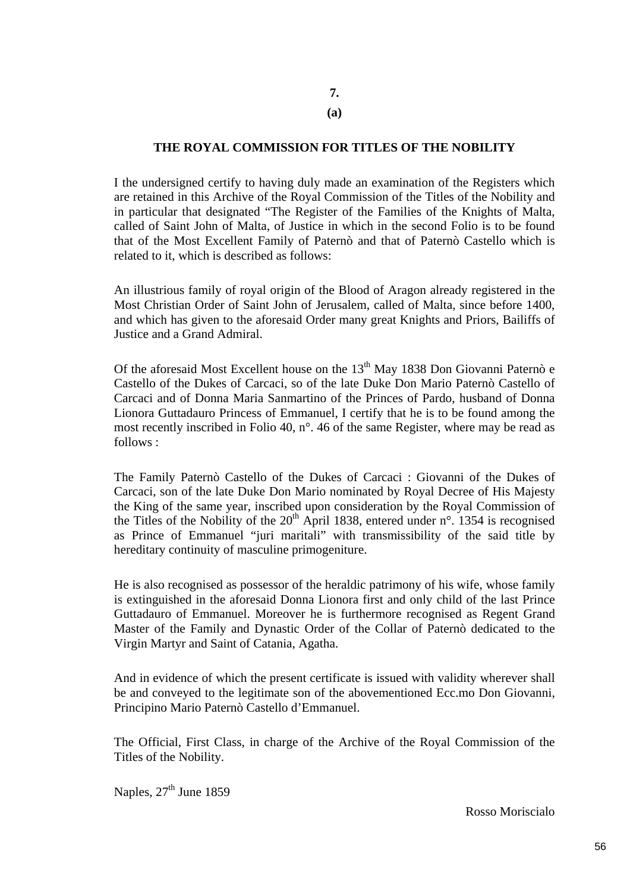**7.**

**(a)**

## THE ROYAL COMMISSION FOR TITLES OF THE NOBILITY

I the undersigned certify to having duly made an examination of the Registers which are retained in this Archive of the Royal Commission of the Titles of the Nobility and in particular that designated "The Register of the Families of the Knights of Malta, called of Saint John of Malta, of Justice in which in the second Folio is to be found that of the Most Excellent Family of Paternò and that of Paternò Castello which is related to it, which is described as follows:

An illustrious family of royal origin of the Blood of Aragon already registered in the Most Christian Order of Saint John of Jerusalem, called of Malta, since before 1400, and which has given to the aforesaid Order many great Knights and Priors, Bailiffs of Justice and a Grand Admiral.

Of the aforesaid Most Excellent house on the 13th May 1838 Don Giovanni Paternò e Castello of the Dukes of Carcaci, so of the late Duke Don Mario Paternò Castello of Carcaci and of Donna Maria Sanmartino of the Princes of Pardo, husband of Donna Lionora Guttadauro Princess of Emmanuel, I certify that he is to be found among the most recently inscribed in Folio 40, n°. 46 of the same Register, where may be read as follows :

The Family Paternò Castello of the Dukes of Carcaci : Giovanni of the Dukes of Carcaci, son of the late Duke Don Mario nominated by Royal Decree of His Majesty the King of the same year, inscribed upon consideration by the Royal Commission of the Titles of the Nobility of the 20th April 1838, entered under n°. 1354 is recognised as Prince of Emmanuel "juri maritali" with transmissibility of the said title by hereditary continuity of masculine primogeniture.

He is also recognised as possessor of the heraldic patrimony of his wife, whose family is extinguished in the aforesaid Donna Lionora first and only child of the last Prince Guttadauro of Emmanuel. Moreover he is furthermore recognised as Regent Grand Master of the Family and Dynastic Order of the Collar of Paternò dedicated to the Virgin Martyr and Saint of Catania, Agatha.

And in evidence of which the present certificate is issued with validity wherever shall be and conveyed to the legitimate son of the abovementioned Ecc.mo Don Giovanni, Principino Mario Paternò Castello d'Emmanuel.

The Official, First Class, in charge of the Archive of the Royal Commission of the Titles of the Nobility.

Naples, 27th June 1859

Rosso Moriscialo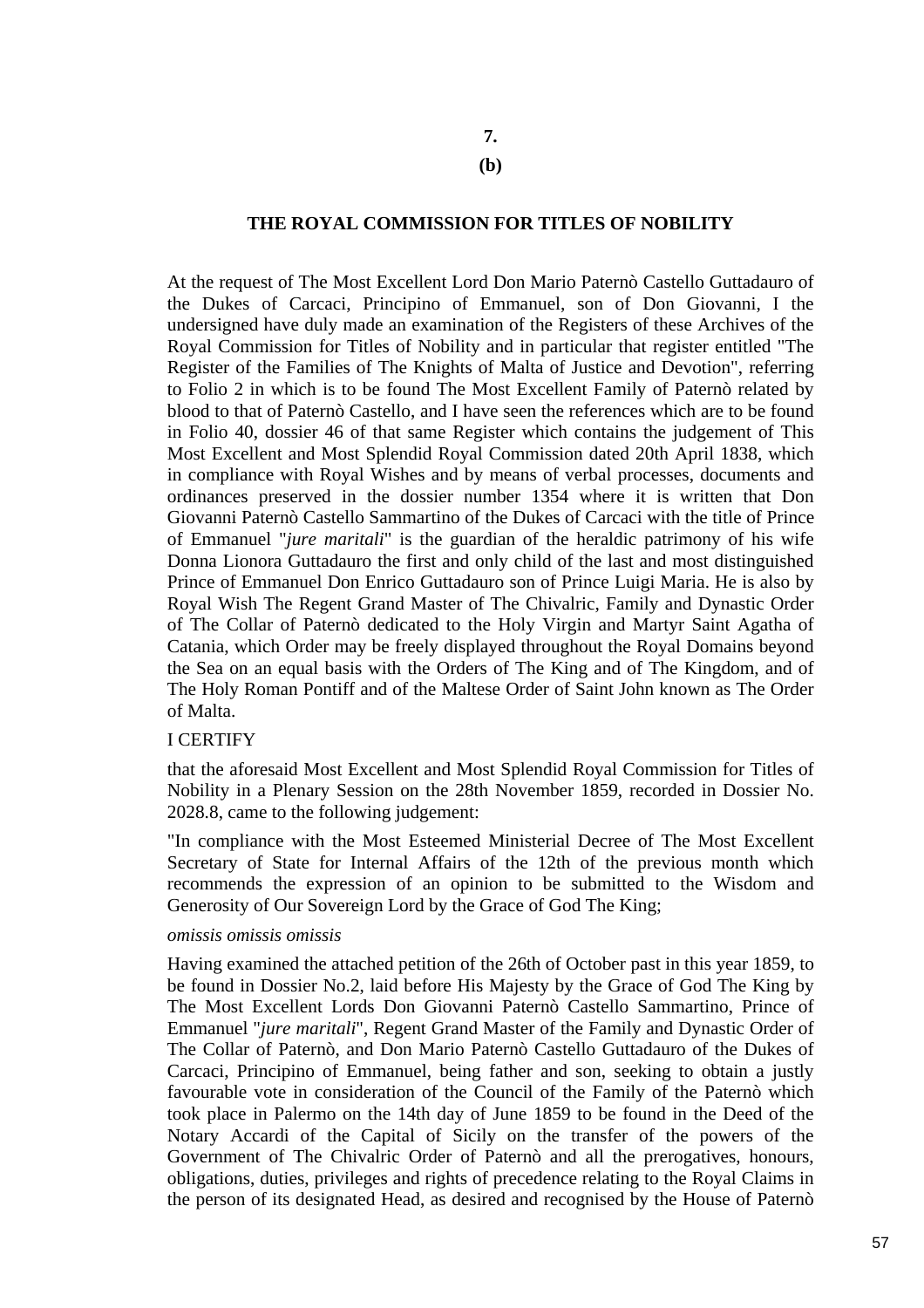**7.**

**(b)**

## THE ROYAL COMMISSION FOR TITLES OF NOBILITY

At the request of The Most Excellent Lord Don Mario Paternò Castello Guttadauro of the Dukes of Carcaci, Principino of Emmanuel, son of Don Giovanni, I the undersigned have duly made an examination of the Registers of these Archives of the Royal Commission for Titles of Nobility and in particular that register entitled "The Register of the Families of The Knights of Malta of Justice and Devotion", referring to Folio 2 in which is to be found The Most Excellent Family of Paternò related by blood to that of Paternò Castello, and I have seen the references which are to be found in Folio 40, dossier 46 of that same Register which contains the judgement of This Most Excellent and Most Splendid Royal Commission dated 20th April 1838, which in compliance with Royal Wishes and by means of verbal processes, documents and ordinances preserved in the dossier number 1354 where it is written that Don Giovanni Paternò Castello Sammartino of the Dukes of Carcaci with the title of Prince of Emmanuel "*jure maritali*" is the guardian of the heraldic patrimony of his wife Donna Lionora Guttadauro the first and only child of the last and most distinguished Prince of Emmanuel Don Enrico Guttadauro son of Prince Luigi Maria. He is also by Royal Wish The Regent Grand Master of The Chivalric, Family and Dynastic Order of The Collar of Paternò dedicated to the Holy Virgin and Martyr Saint Agatha of Catania, which Order may be freely displayed throughout the Royal Domains beyond the Sea on an equal basis with the Orders of The King and of The Kingdom, and of The Holy Roman Pontiff and of the Maltese Order of Saint John known as The Order of Malta.

I CERTIFY

that the aforesaid Most Excellent and Most Splendid Royal Commission for Titles of Nobility in a Plenary Session on the 28th November 1859, recorded in Dossier No. 2028.8, came to the following judgement:

"In compliance with the Most Esteemed Ministerial Decree of The Most Excellent Secretary of State for Internal Affairs of the 12th of the previous month which recommends the expression of an opinion to be submitted to the Wisdom and Generosity of Our Sovereign Lord by the Grace of God The King;

*omissis omissis omissis*

Having examined the attached petition of the 26th of October past in this year 1859, to be found in Dossier No.2, laid before His Majesty by the Grace of God The King by The Most Excellent Lords Don Giovanni Paternò Castello Sammartino, Prince of Emmanuel "*jure maritali*", Regent Grand Master of the Family and Dynastic Order of The Collar of Paternò, and Don Mario Paternò Castello Guttadauro of the Dukes of Carcaci, Principino of Emmanuel, being father and son, seeking to obtain a justly favourable vote in consideration of the Council of the Family of the Paternò which took place in Palermo on the 14th day of June 1859 to be found in the Deed of the Notary Accardi of the Capital of Sicily on the transfer of the powers of the Government of The Chivalric Order of Paternò and all the prerogatives, honours, obligations, duties, privileges and rights of precedence relating to the Royal Claims in the person of its designated Head, as desired and recognised by the House of Paternò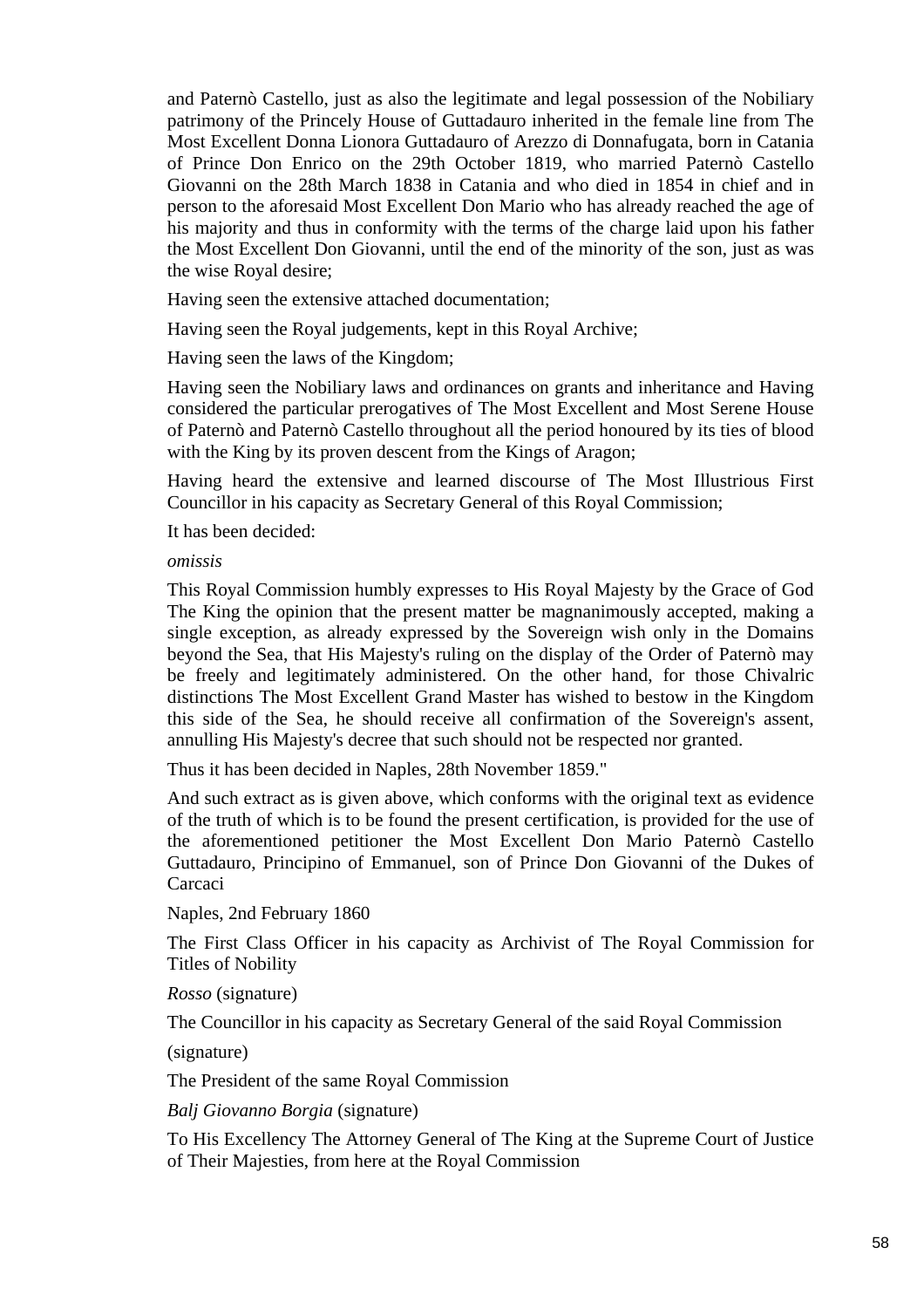and Paternò Castello, just as also the legitimate and legal possession of the Nobiliary patrimony of the Princely House of Guttadauro inherited in the female line from The Most Excellent Donna Lionora Guttadauro of Arezzo di Donnafugata, born in Catania of Prince Don Enrico on the 29th October 1819, who married Paternò Castello Giovanni on the 28th March 1838 in Catania and who died in 1854 in chief and in person to the aforesaid Most Excellent Don Mario who has already reached the age of his majority and thus in conformity with the terms of the charge laid upon his father the Most Excellent Don Giovanni, until the end of the minority of the son, just as was the wise Royal desire;

Having seen the extensive attached documentation;

Having seen the Royal judgements, kept in this Royal Archive;

Having seen the laws of the Kingdom;

Having seen the Nobiliary laws and ordinances on grants and inheritance and Having considered the particular prerogatives of The Most Excellent and Most Serene House of Paternò and Paternò Castello throughout all the period honoured by its ties of blood with the King by its proven descent from the Kings of Aragon;

Having heard the extensive and learned discourse of The Most Illustrious First Councillor in his capacity as Secretary General of this Royal Commission;

It has been decided:

*omissis*

This Royal Commission humbly expresses to His Royal Majesty by the Grace of God The King the opinion that the present matter be magnanimously accepted, making a single exception, as already expressed by the Sovereign wish only in the Domains beyond the Sea, that His Majesty's ruling on the display of the Order of Paternò may be freely and legitimately administered. On the other hand, for those Chivalric distinctions The Most Excellent Grand Master has wished to bestow in the Kingdom this side of the Sea, he should receive all confirmation of the Sovereign's assent, annulling His Majesty's decree that such should not be respected nor granted.

Thus it has been decided in Naples, 28th November 1859."

And such extract as is given above, which conforms with the original text as evidence of the truth of which is to be found the present certification, is provided for the use of the aforementioned petitioner the Most Excellent Don Mario Paternò Castello Guttadauro, Principino of Emmanuel, son of Prince Don Giovanni of the Dukes of Carcaci

Naples, 2nd February 1860

The First Class Officer in his capacity as Archivist of The Royal Commission for Titles of Nobility

*Rosso* (signature)

The Councillor in his capacity as Secretary General of the said Royal Commission

(signature)

The President of the same Royal Commission

*Balj Giovanno Borgia* (signature)

To His Excellency The Attorney General of The King at the Supreme Court of Justice of Their Majesties, from here at the Royal Commission